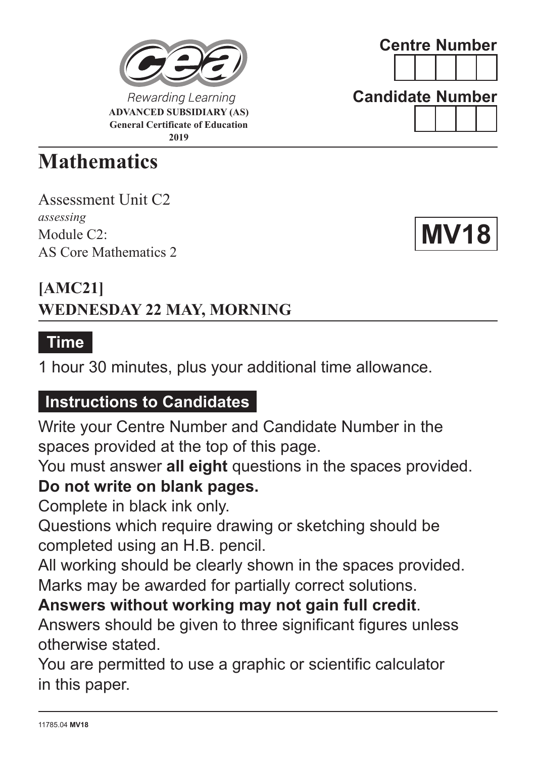Rewarding Learning

**ADVANCED SUBSIDIARY (AS)**
**General Certificate of Education**
**2019**

Centre Number

Candidate Number

# Mathematics

Assessment Unit C2
*assessing*
Module C2:
AS Core Mathematics 2

**MV18**

## [AMC21]
## WEDNESDAY 22 MAY, MORNING

### Time

1 hour 30 minutes, plus your additional time allowance.

### Instructions to Candidates

Write your Centre Number and Candidate Number in the spaces provided at the top of this page.
You must answer **all eight** questions in the spaces provided.
**Do not write on blank pages.**
Complete in black ink only.
Questions which require drawing or sketching should be completed using an H.B. pencil.
All working should be clearly shown in the spaces provided.
Marks may be awarded for partially correct solutions.
**Answers without working may not gain full credit**.
Answers should be given to three significant figures unless otherwise stated.
You are permitted to use a graphic or scientific calculator in this paper.

11785.04 **MV18**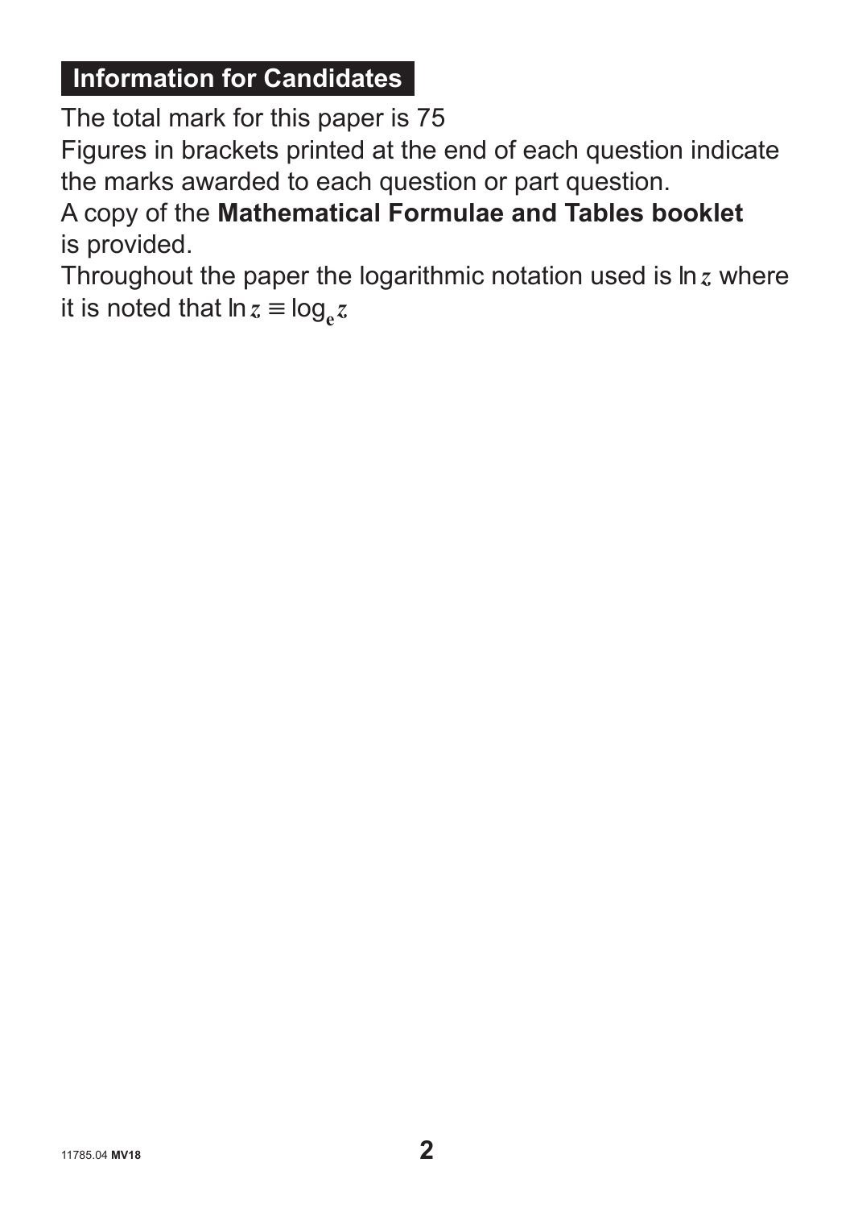## Information for Candidates

The total mark for this paper is 75

Figures in brackets printed at the end of each question indicate the marks awarded to each question or part question.

A copy of the **Mathematical Formulae and Tables booklet** is provided.

Throughout the paper the logarithmic notation used is $\ln z$ where it is noted that $\ln z \equiv \log_e z$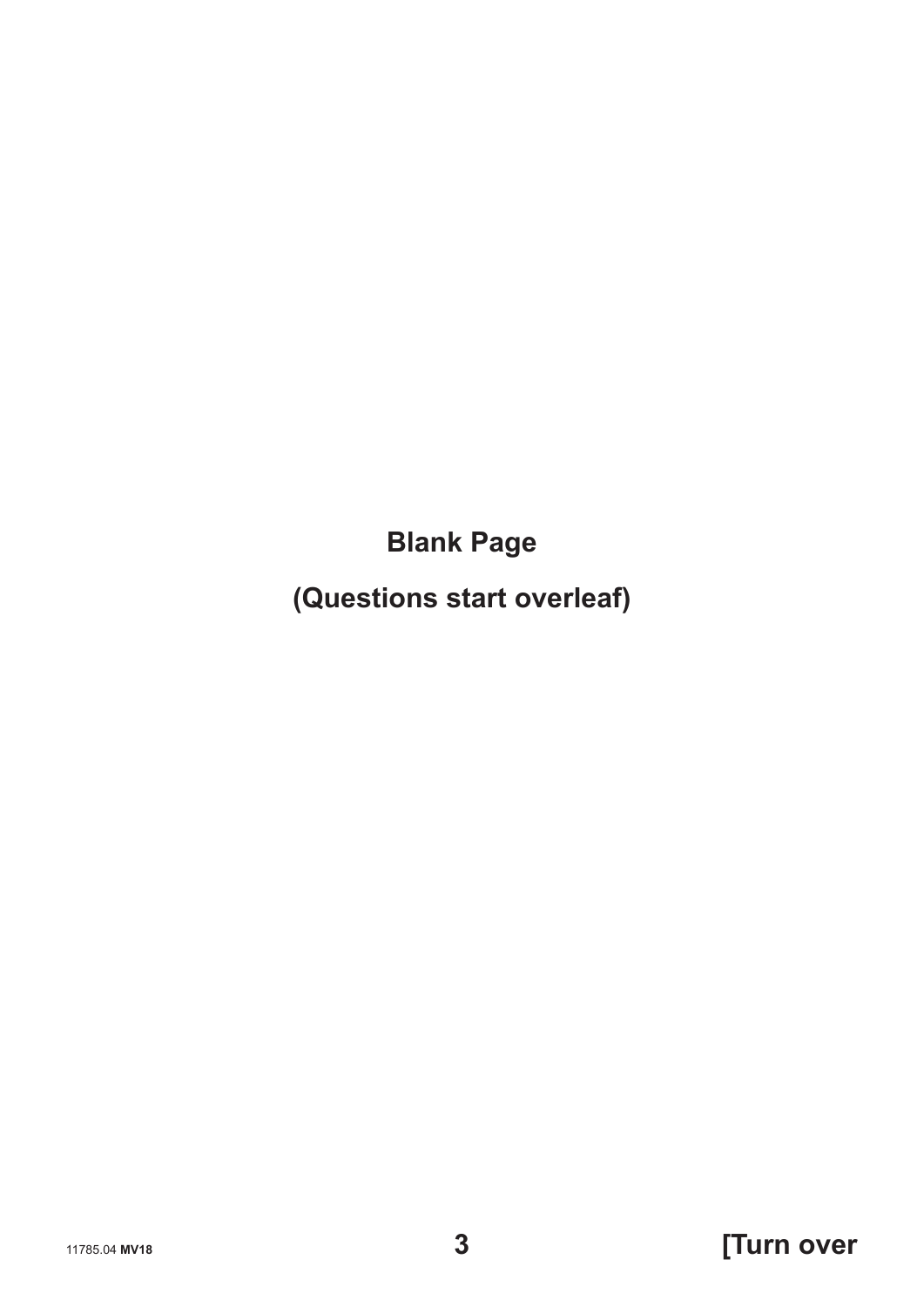**Blank Page**

**(Questions start overleaf)**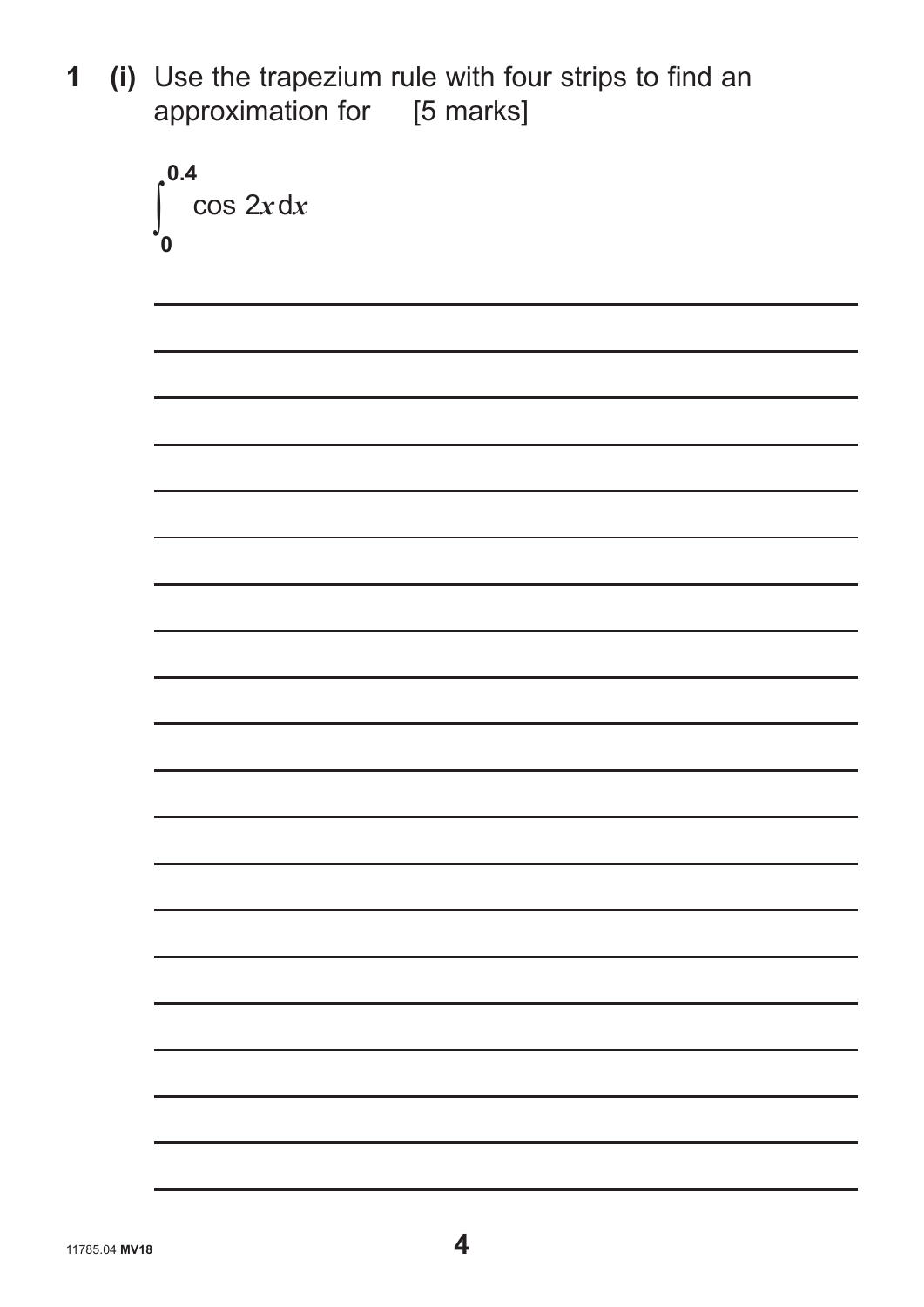**1** **(i)** Use the trapezium rule with four strips to find an approximation for [5 marks]

$$\int_0^{0.4} \cos 2x \, dx$$

11785.04 **MV18**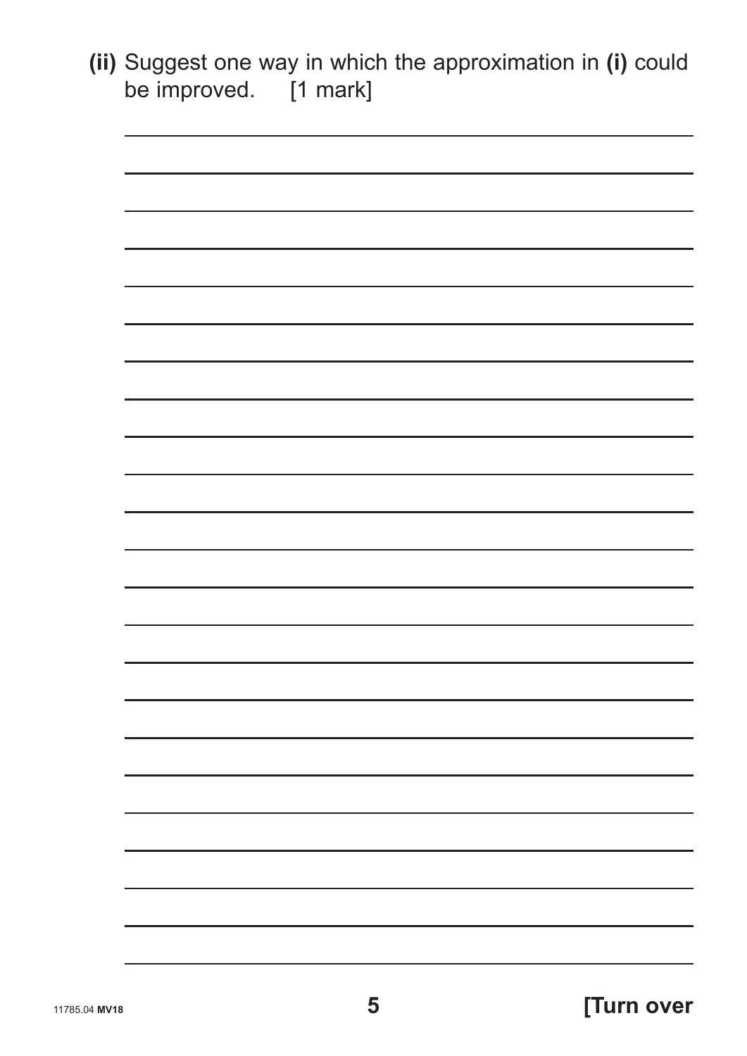**(ii)** Suggest one way in which the approximation in **(i)** could be improved. [1 mark]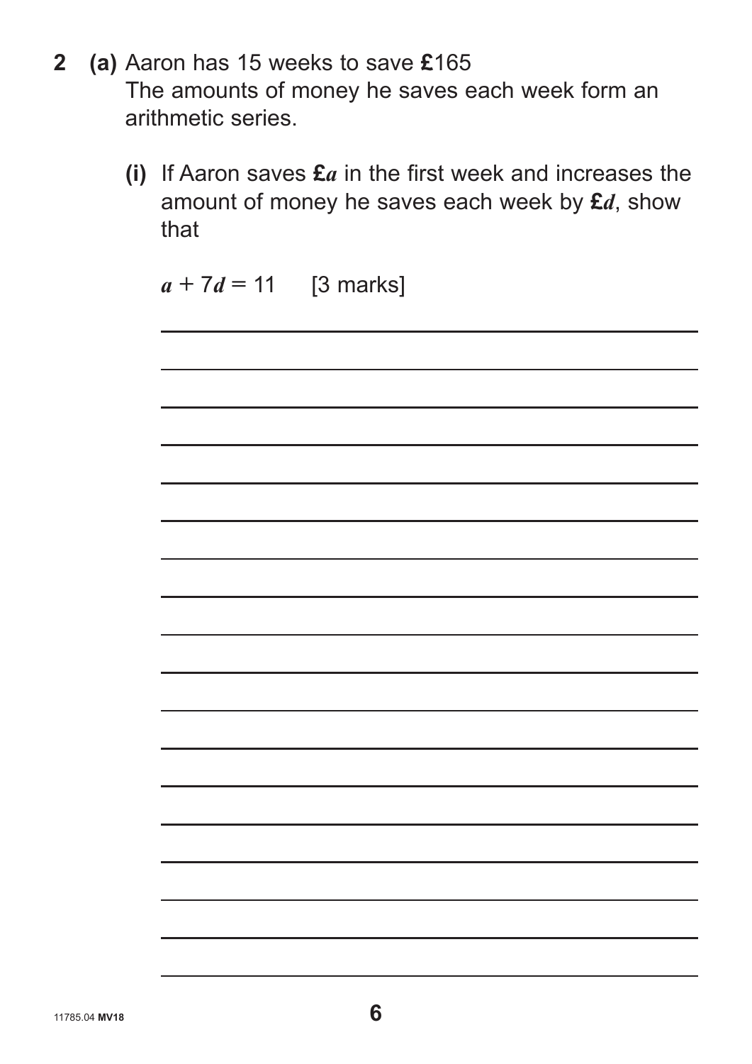**2 (a)** Aaron has 15 weeks to save **£**165
The amounts of money he saves each week form an arithmetic series.

**(i)** If Aaron saves **£**$a$ in the first week and increases the amount of money he saves each week by **£**$d$, show that

$a + 7d = 11$ [3 marks]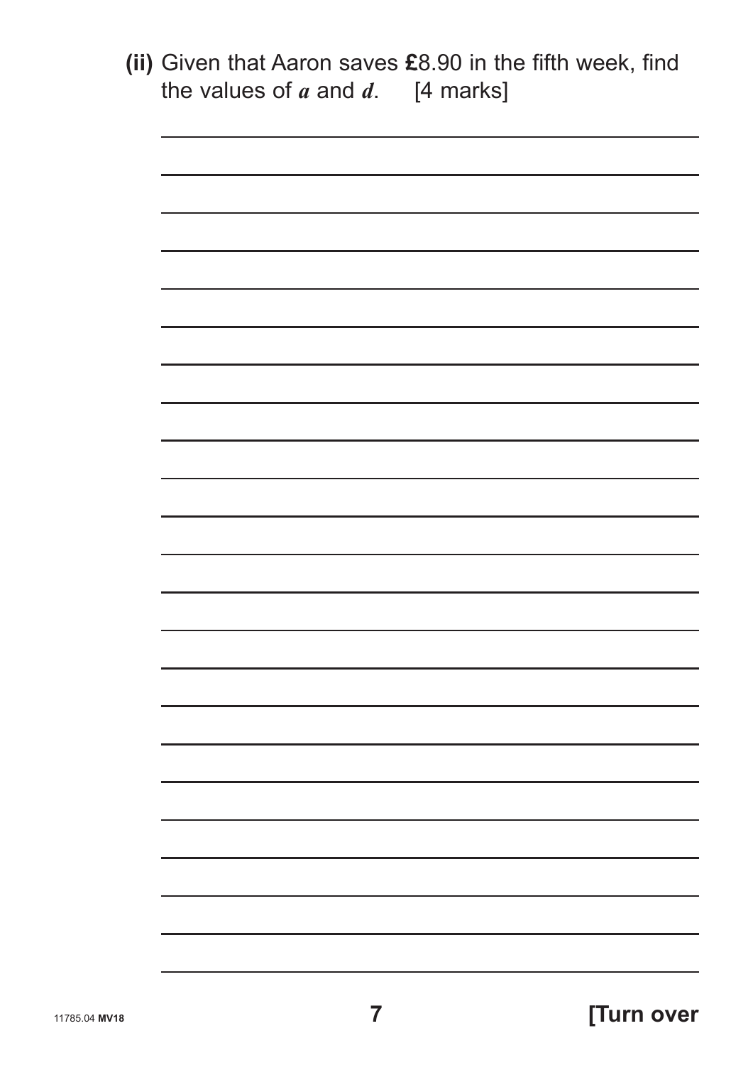**(ii)** Given that Aaron saves **£**8.90 in the fifth week, find the values of $a$ and $d$. [4 marks]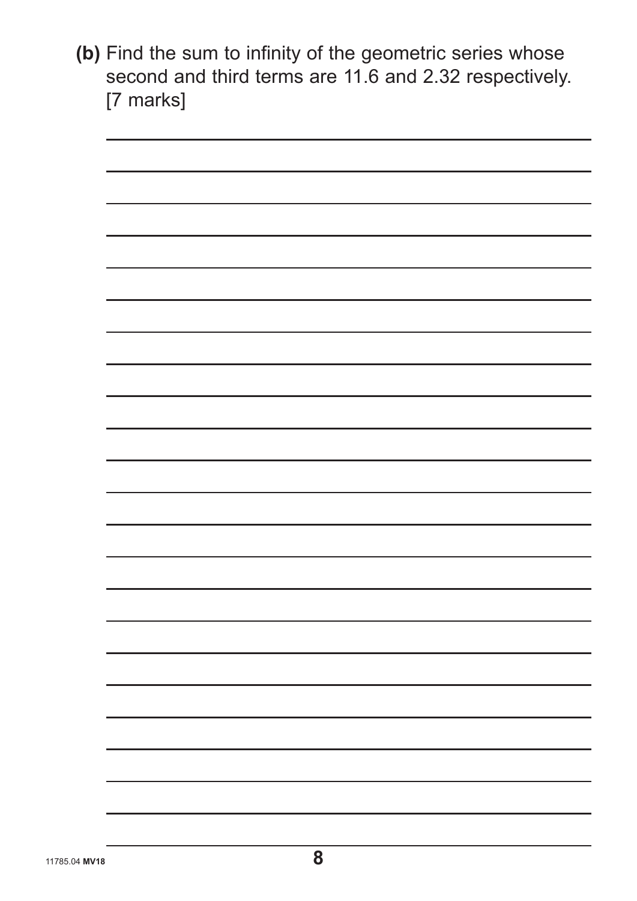**(b)** Find the sum to infinity of the geometric series whose second and third terms are 11.6 and 2.32 respectively. [7 marks]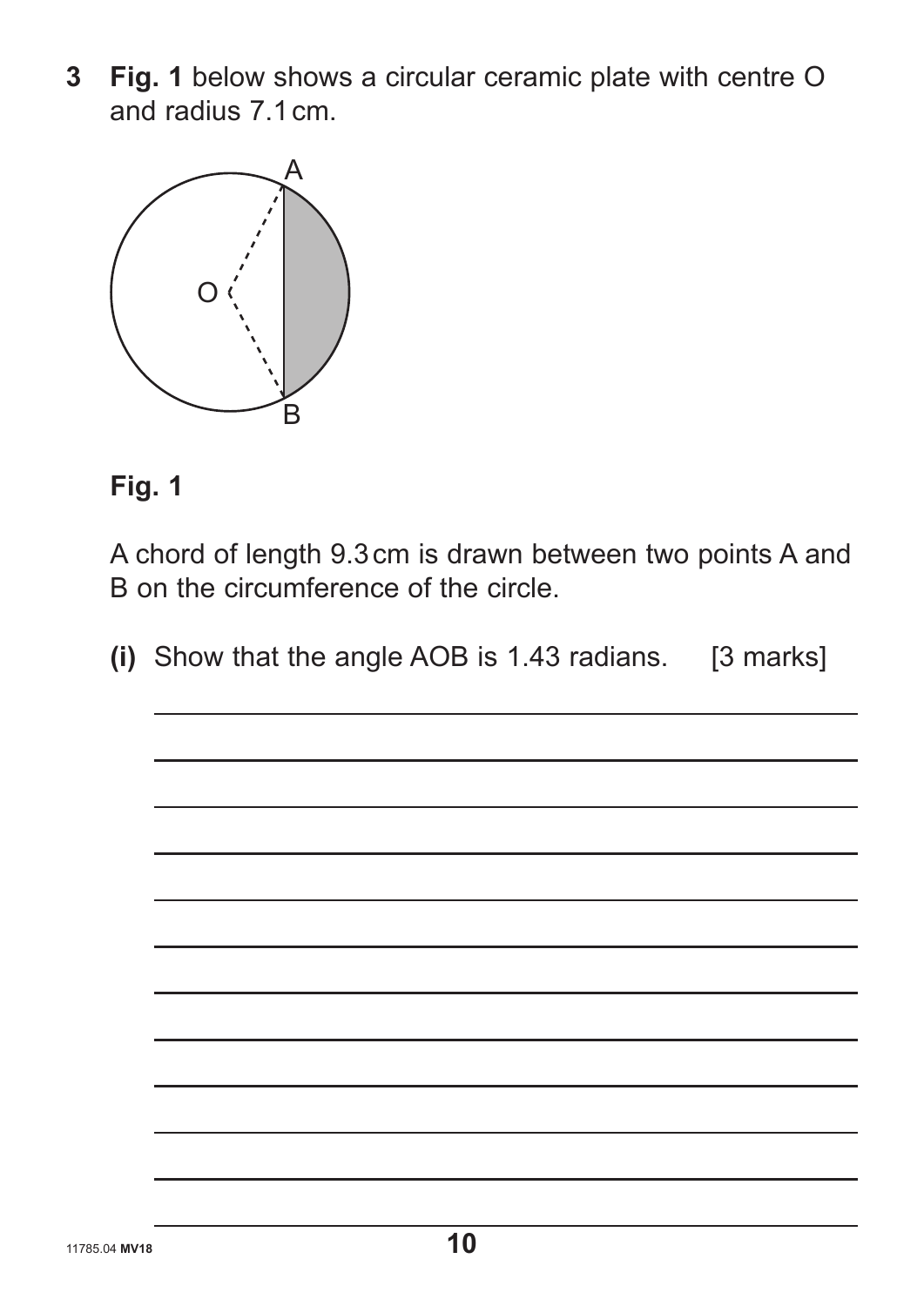**3** **Fig. 1** below shows a circular ceramic plate with centre O and radius 7.1 cm.

A

O

B

**Fig. 1**

A chord of length 9.3 cm is drawn between two points A and B on the circumference of the circle.

**(i)** Show that the angle AOB is 1.43 radians. [3 marks]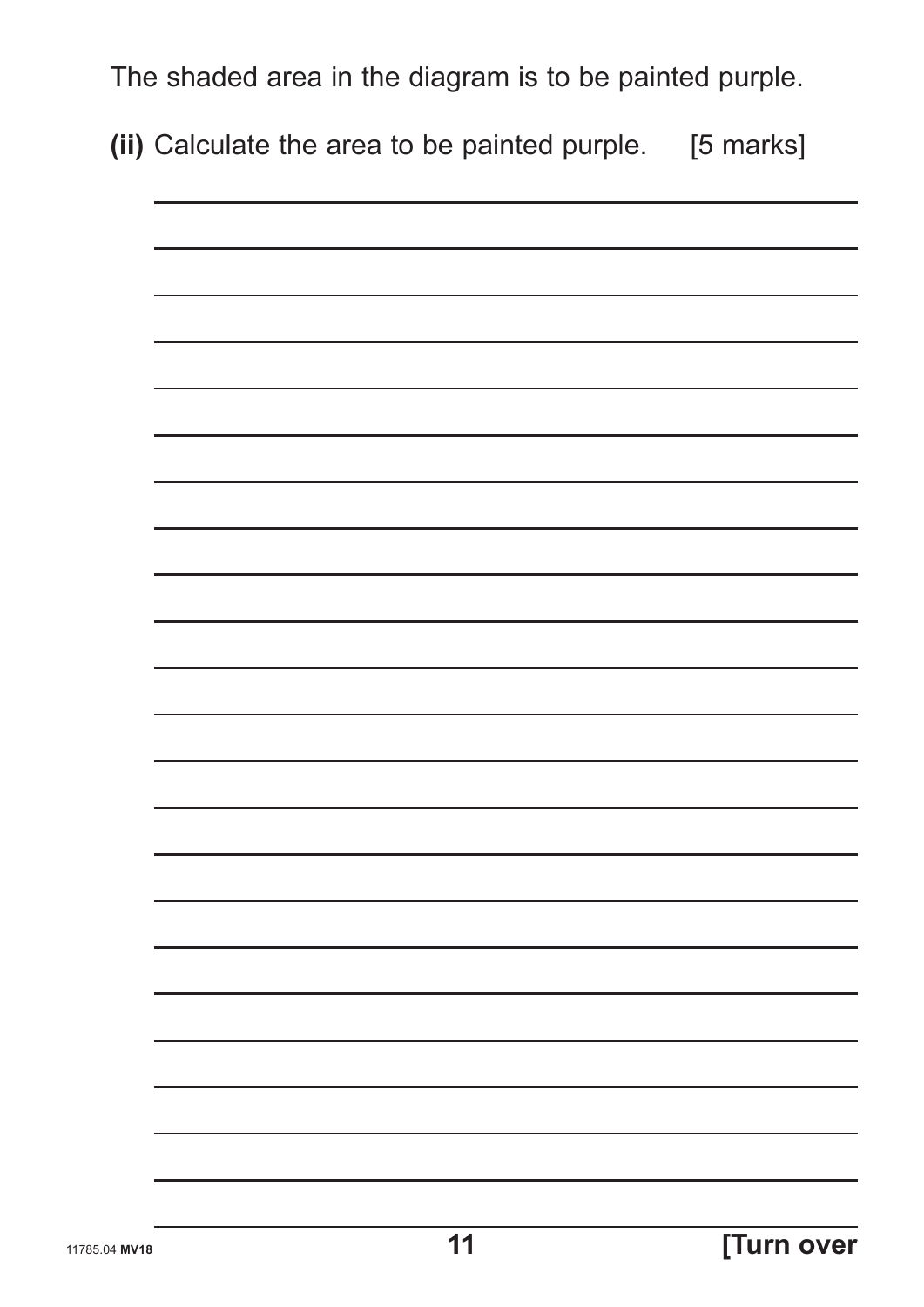The shaded area in the diagram is to be painted purple.

**(ii)** Calculate the area to be painted purple. [5 marks]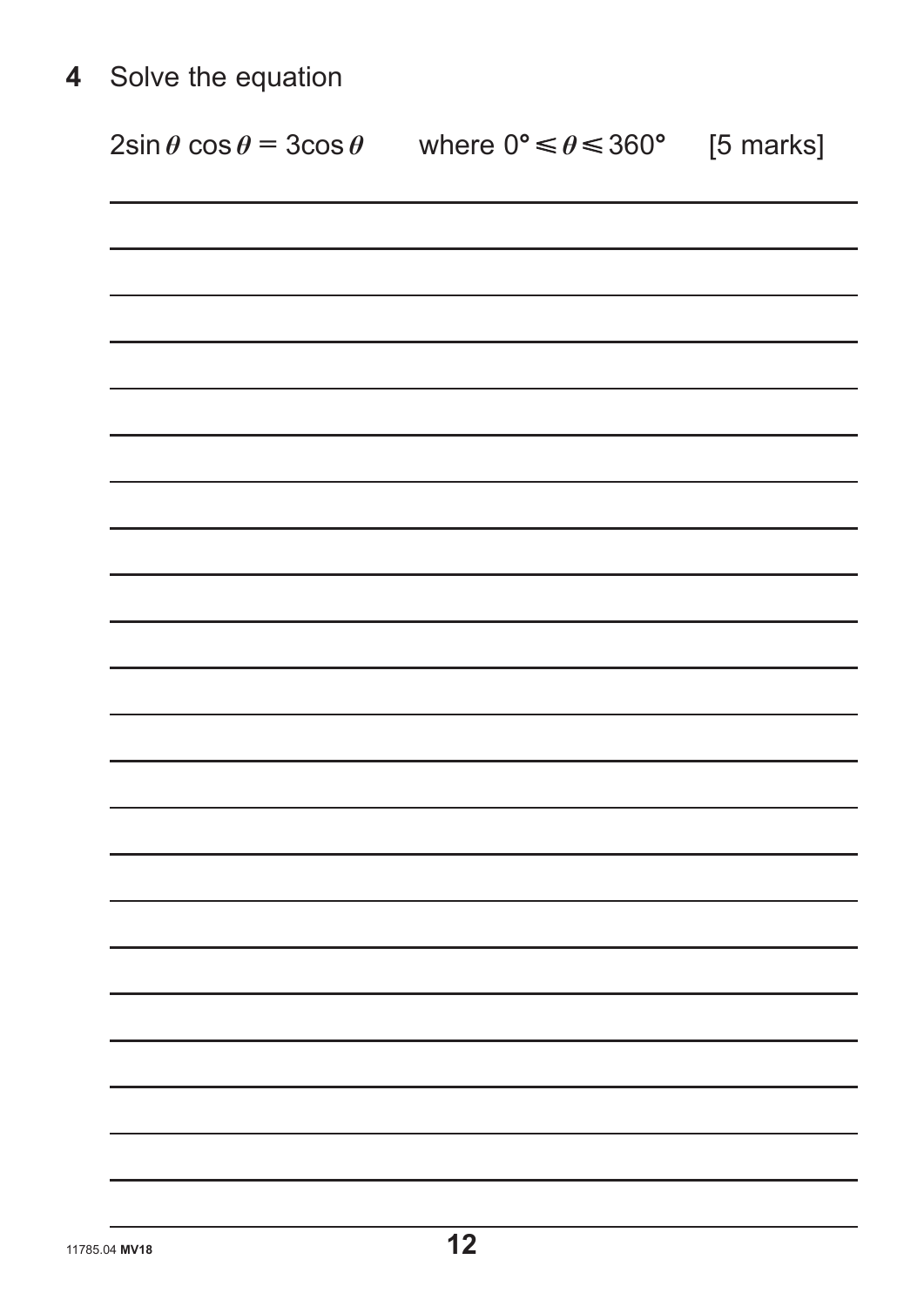**4** Solve the equation

$2\sin\theta\cos\theta = 3\cos\theta$ where $0° \leqslant \theta \leqslant 360°$ [5 marks]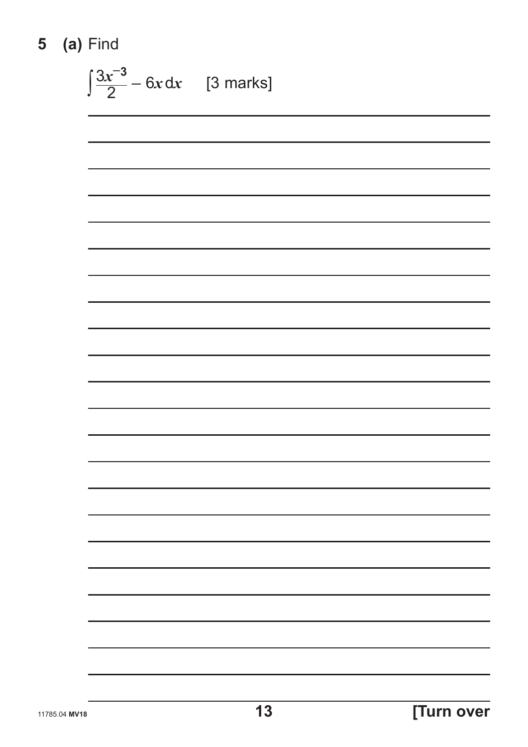**5 (a)** Find

$$\int \frac{3x^{-3}}{2} - 6x \, dx$$

[3 marks]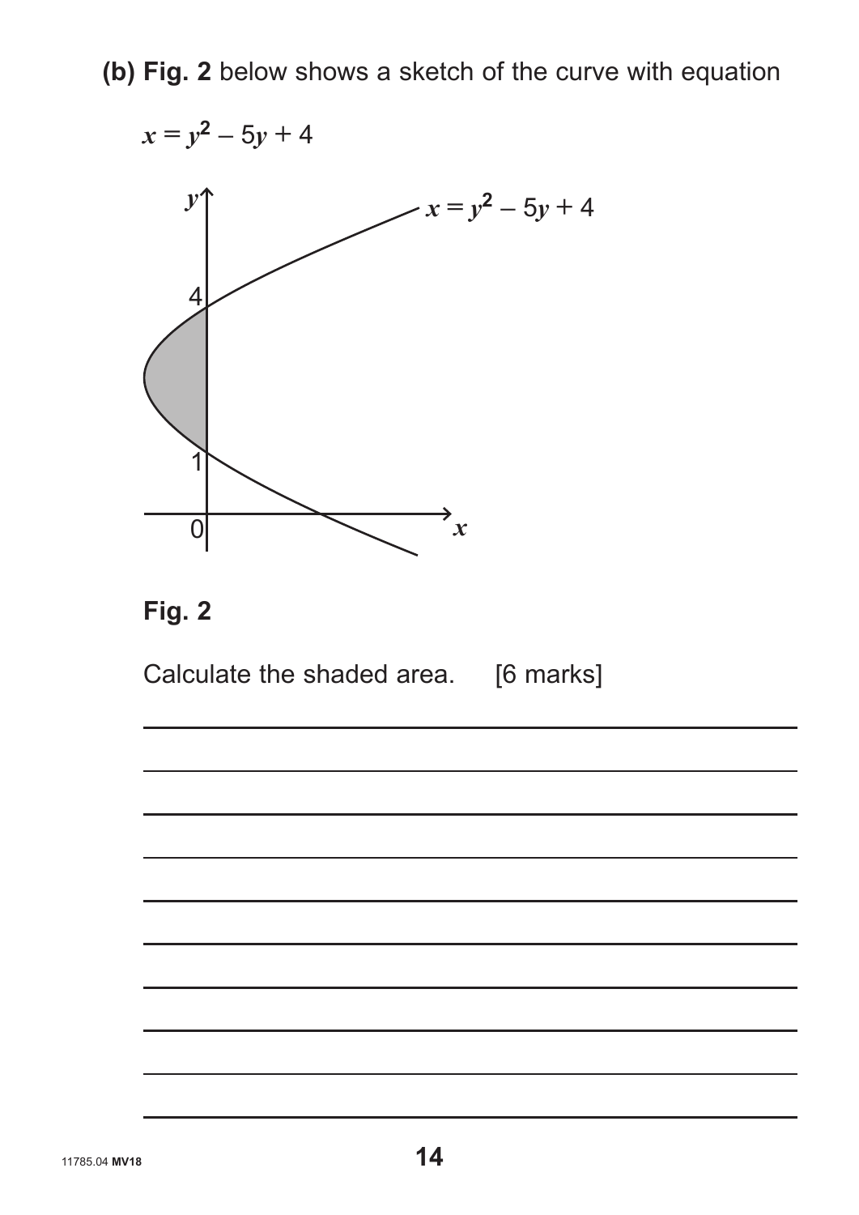**(b) Fig. 2** below shows a sketch of the curve with equation

$x = y^2 - 5y + 4$

$x = y^2 - 5y + 4$

$y$

4

1

0

$x$

**Fig. 2**

Calculate the shaded area. [6 marks]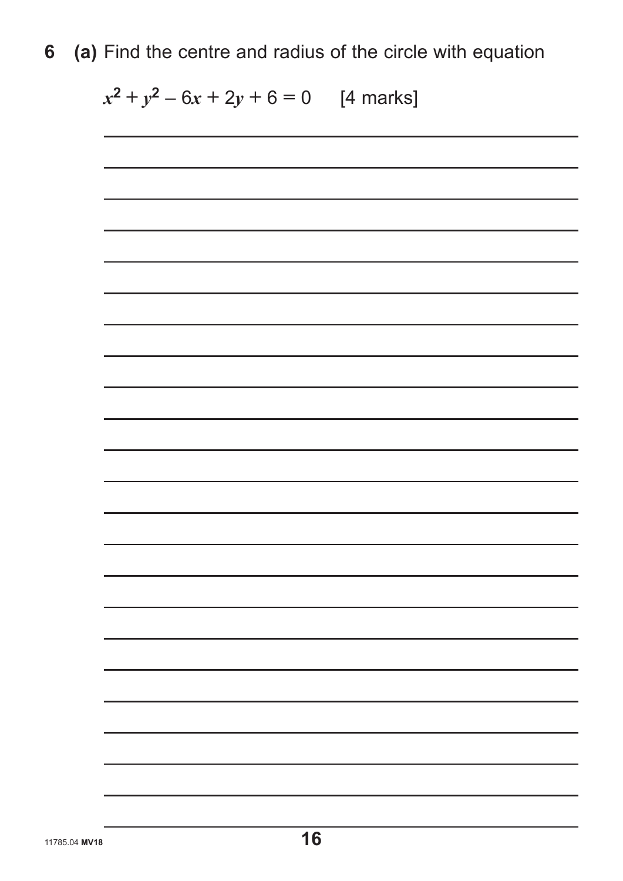**6 (a)** Find the centre and radius of the circle with equation

$x^2 + y^2 - 6x + 2y + 6 = 0$ [4 marks]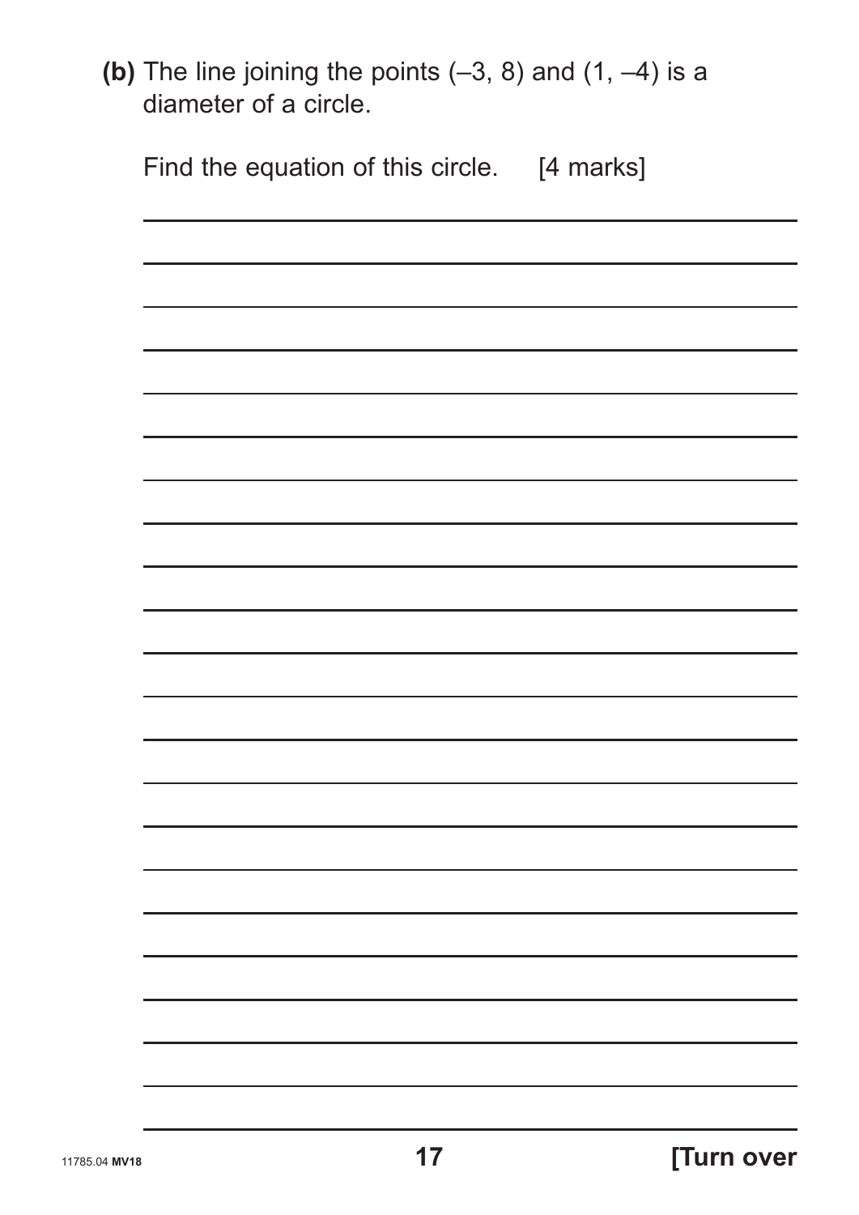**(b)** The line joining the points $(-3, 8)$ and $(1, -4)$ is a diameter of a circle.

Find the equation of this circle. [4 marks]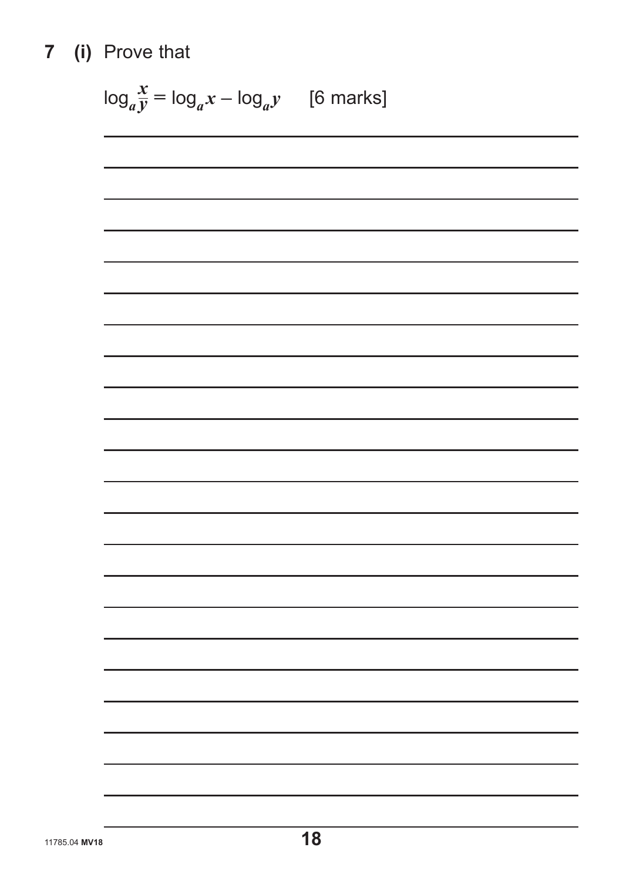**7** **(i)** Prove that

$$\log_a \frac{x}{y} = \log_a x - \log_a y \qquad \text{[6 marks]}$$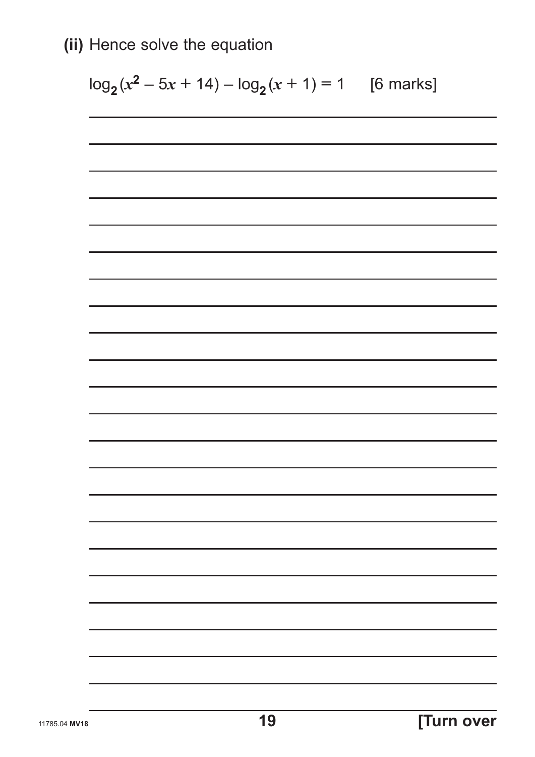**(ii)** Hence solve the equation

$$\log_2(x^2 - 5x + 14) - \log_2(x + 1) = 1 \quad \text{[6 marks]}$$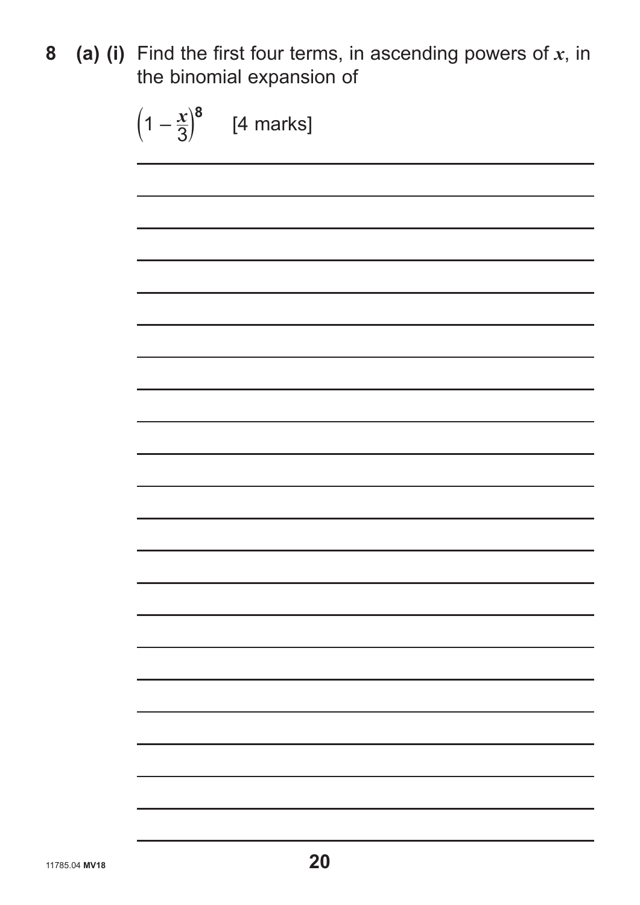**8 (a) (i)** Find the first four terms, in ascending powers of $x$, in the binomial expansion of

$$\left(1 - \frac{x}{3}\right)^8 \quad \text{[4 marks]}$$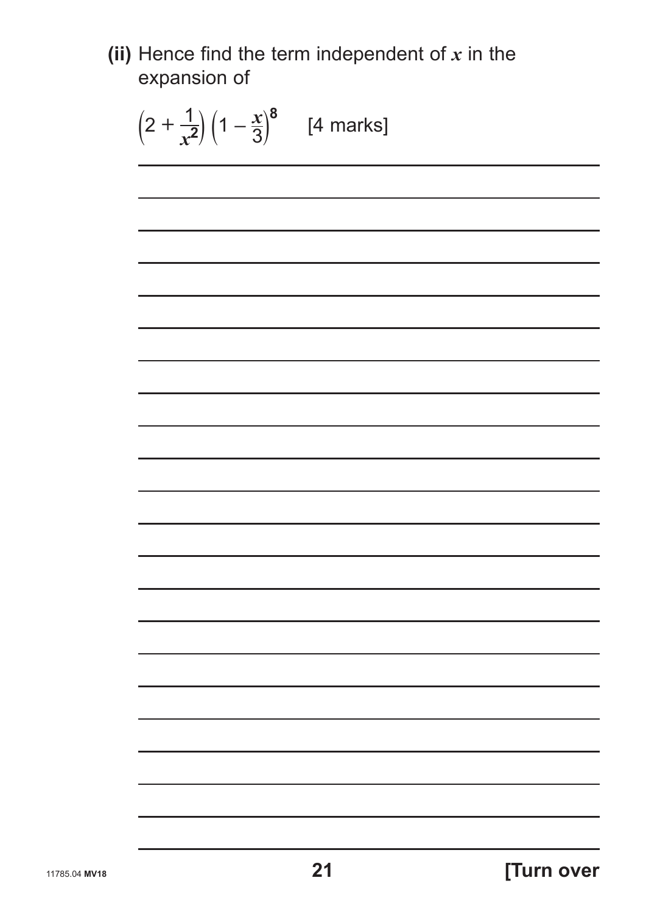**(ii)** Hence find the term independent of $x$ in the expansion of

$\left(2 + \frac{1}{x^2}\right)\left(1 - \frac{x}{3}\right)^8$ [4 marks]

**[Turn over**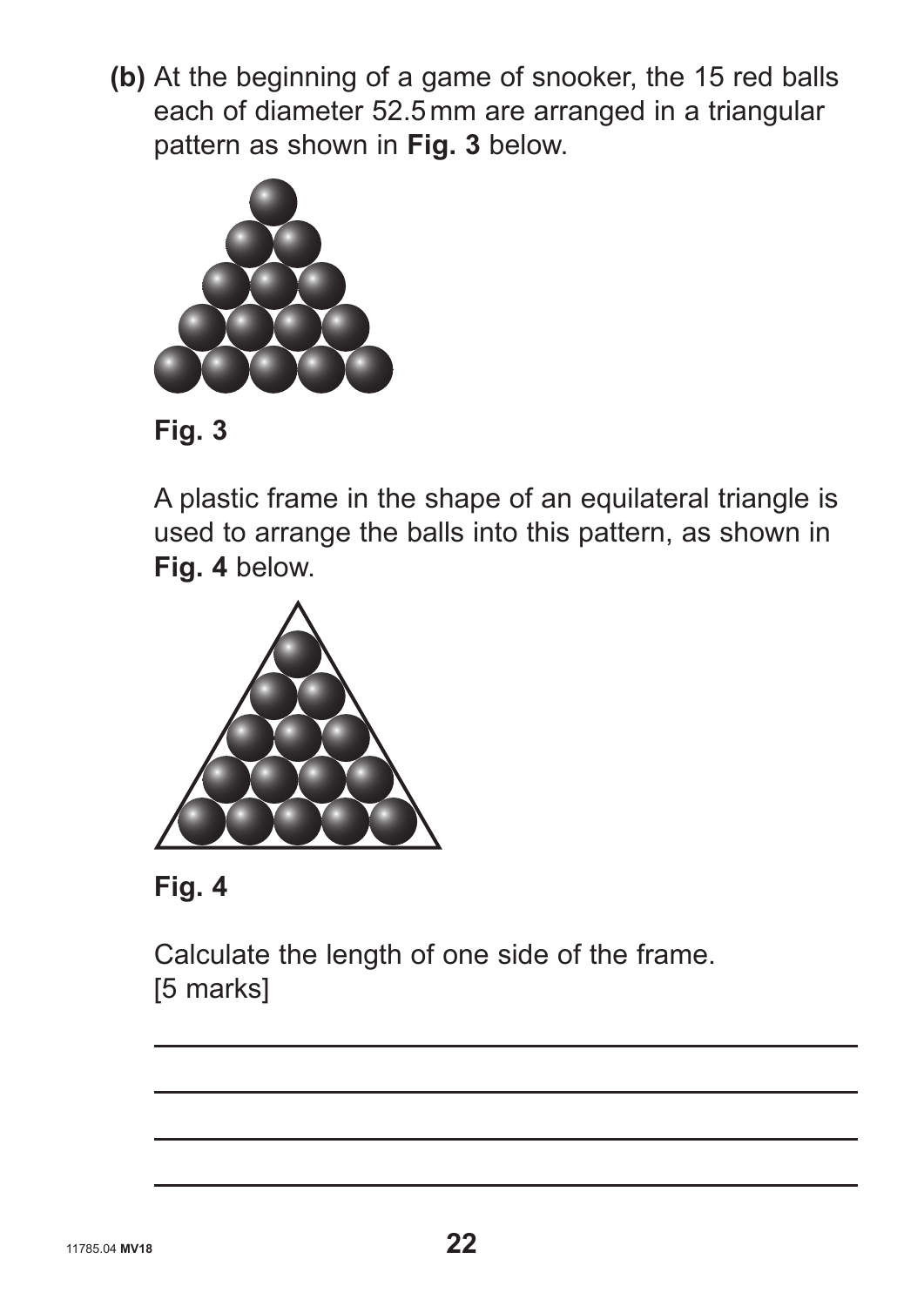**(b)** At the beginning of a game of snooker, the 15 red balls each of diameter 52.5 mm are arranged in a triangular pattern as shown in **Fig. 3** below.

**Fig. 3**

A plastic frame in the shape of an equilateral triangle is used to arrange the balls into this pattern, as shown in **Fig. 4** below.

**Fig. 4**

Calculate the length of one side of the frame.
[5 marks]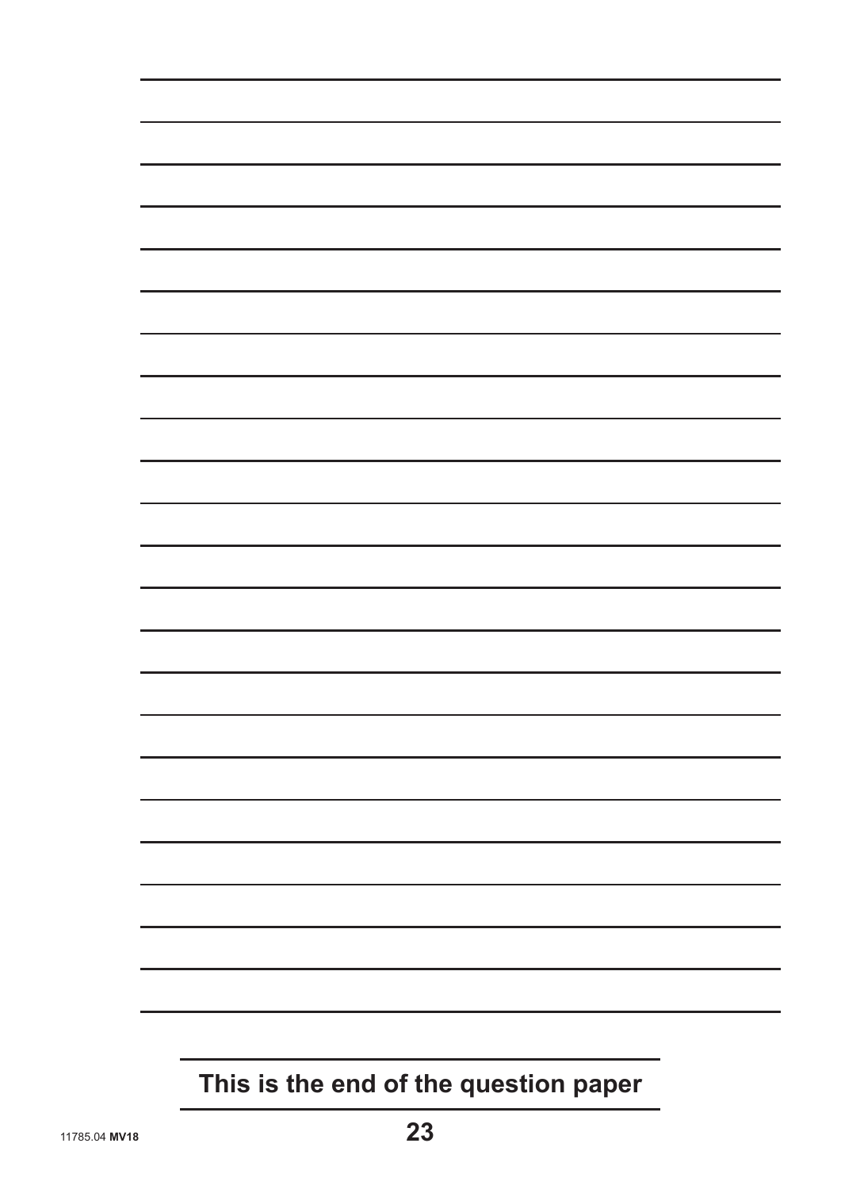**This is the end of the question paper**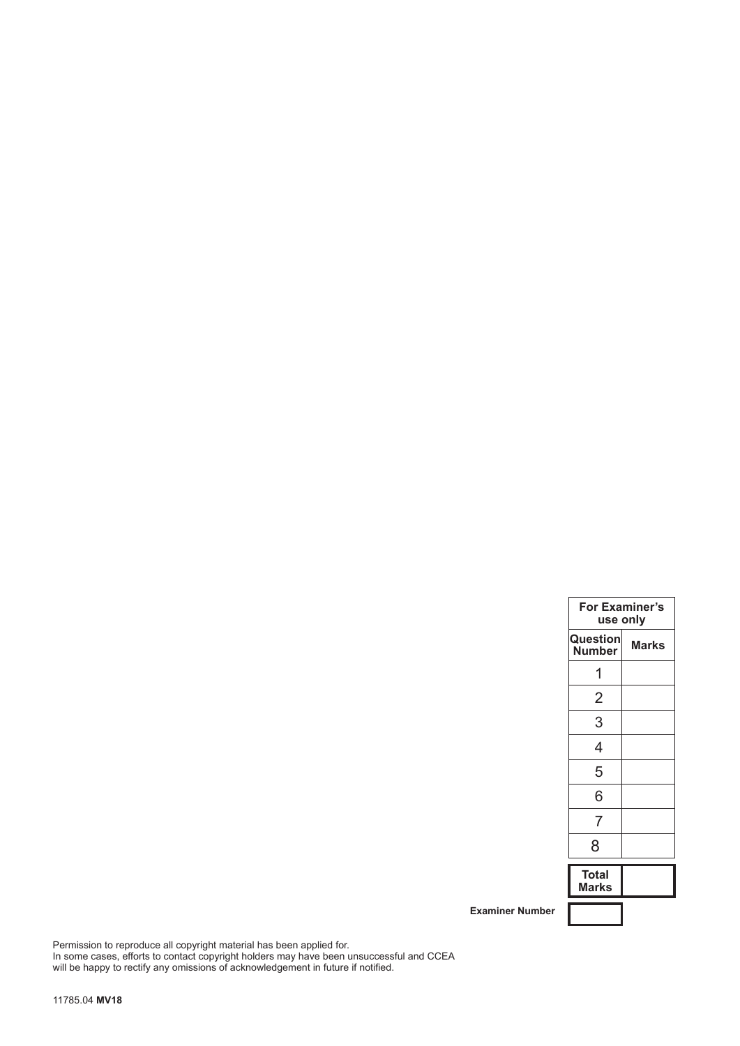| For Examiner's use only | |
|---|---|
| Question Number | Marks |
| 1 | |
| 2 | |
| 3 | |
| 4 | |
| 5 | |
| 6 | |
| 7 | |
| 8 | |
| **Total Marks** | |

**Examiner Number**

Permission to reproduce all copyright material has been applied for.
In some cases, efforts to contact copyright holders may have been unsuccessful and CCEA will be happy to rectify any omissions of acknowledgement in future if notified.

11785.04 **MV18**